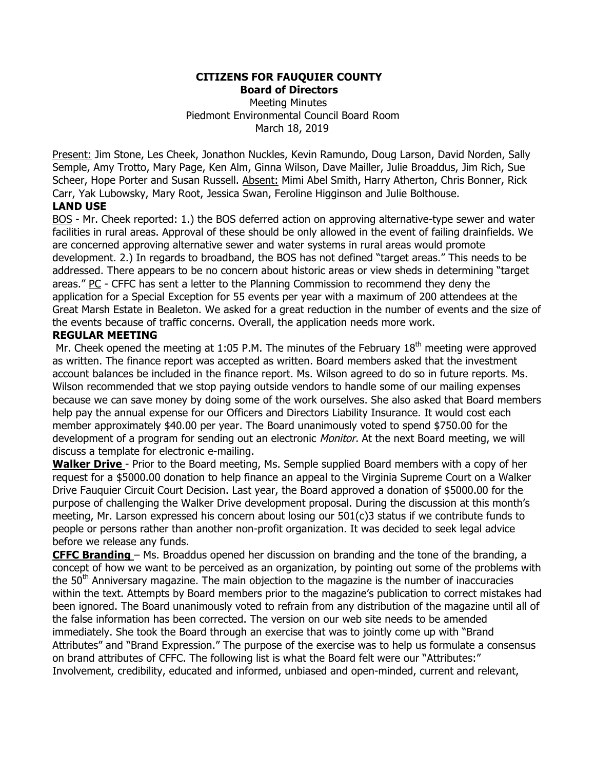**CITIZENS FOR FAUQUIER COUNTY**
**Board of Directors**

Meeting Minutes
Piedmont Environmental Council Board Room
March 18, 2019

Present: Jim Stone, Les Cheek, Jonathon Nuckles, Kevin Ramundo, Doug Larson, David Norden, Sally Semple, Amy Trotto, Mary Page, Ken Alm, Ginna Wilson, Dave Mailler, Julie Broaddus, Jim Rich, Sue Scheer, Hope Porter and Susan Russell. Absent: Mimi Abel Smith, Harry Atherton, Chris Bonner, Rick Carr, Yak Lubowsky, Mary Root, Jessica Swan, Feroline Higginson and Julie Bolthouse.

**LAND USE**

BOS - Mr. Cheek reported: 1.) the BOS deferred action on approving alternative-type sewer and water facilities in rural areas. Approval of these should be only allowed in the event of failing drainfields. We are concerned approving alternative sewer and water systems in rural areas would promote development. 2.) In regards to broadband, the BOS has not defined "target areas." This needs to be addressed. There appears to be no concern about historic areas or view sheds in determining "target areas." PC - CFFC has sent a letter to the Planning Commission to recommend they deny the application for a Special Exception for 55 events per year with a maximum of 200 attendees at the Great Marsh Estate in Bealeton. We asked for a great reduction in the number of events and the size of the events because of traffic concerns. Overall, the application needs more work.

**REGULAR MEETING**

Mr. Cheek opened the meeting at 1:05 P.M. The minutes of the February 18th meeting were approved as written. The finance report was accepted as written. Board members asked that the investment account balances be included in the finance report. Ms. Wilson agreed to do so in future reports. Ms. Wilson recommended that we stop paying outside vendors to handle some of our mailing expenses because we can save money by doing some of the work ourselves. She also asked that Board members help pay the annual expense for our Officers and Directors Liability Insurance. It would cost each member approximately $40.00 per year. The Board unanimously voted to spend $750.00 for the development of a program for sending out an electronic *Monitor.* At the next Board meeting, we will discuss a template for electronic e-mailing.

**Walker Drive** - Prior to the Board meeting, Ms. Semple supplied Board members with a copy of her request for a $5000.00 donation to help finance an appeal to the Virginia Supreme Court on a Walker Drive Fauquier Circuit Court Decision. Last year, the Board approved a donation of $5000.00 for the purpose of challenging the Walker Drive development proposal. During the discussion at this month's meeting, Mr. Larson expressed his concern about losing our 501(c)3 status if we contribute funds to people or persons rather than another non-profit organization. It was decided to seek legal advice before we release any funds.

**CFFC Branding** – Ms. Broaddus opened her discussion on branding and the tone of the branding, a concept of how we want to be perceived as an organization, by pointing out some of the problems with the 50th Anniversary magazine. The main objection to the magazine is the number of inaccuracies within the text. Attempts by Board members prior to the magazine's publication to correct mistakes had been ignored. The Board unanimously voted to refrain from any distribution of the magazine until all of the false information has been corrected. The version on our web site needs to be amended immediately. She took the Board through an exercise that was to jointly come up with "Brand Attributes" and "Brand Expression." The purpose of the exercise was to help us formulate a consensus on brand attributes of CFFC. The following list is what the Board felt were our "Attributes:" Involvement, credibility, educated and informed, unbiased and open-minded, current and relevant,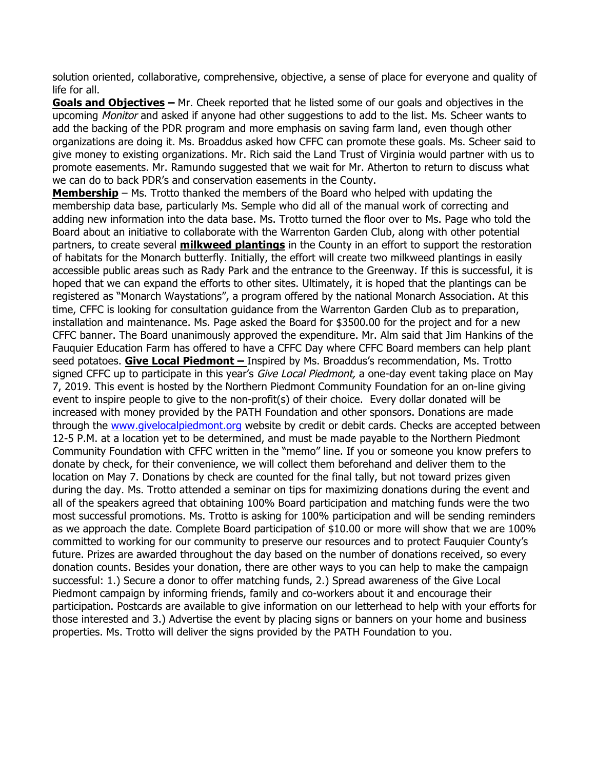solution oriented, collaborative, comprehensive, objective, a sense of place for everyone and quality of life for all.

**Goals and Objectives –** Mr. Cheek reported that he listed some of our goals and objectives in the upcoming *Monitor* and asked if anyone had other suggestions to add to the list. Ms. Scheer wants to add the backing of the PDR program and more emphasis on saving farm land, even though other organizations are doing it. Ms. Broaddus asked how CFFC can promote these goals. Ms. Scheer said to give money to existing organizations. Mr. Rich said the Land Trust of Virginia would partner with us to promote easements. Mr. Ramundo suggested that we wait for Mr. Atherton to return to discuss what we can do to back PDR's and conservation easements in the County.

**Membership** – Ms. Trotto thanked the members of the Board who helped with updating the membership data base, particularly Ms. Semple who did all of the manual work of correcting and adding new information into the data base. Ms. Trotto turned the floor over to Ms. Page who told the Board about an initiative to collaborate with the Warrenton Garden Club, along with other potential partners, to create several **milkweed plantings** in the County in an effort to support the restoration of habitats for the Monarch butterfly. Initially, the effort will create two milkweed plantings in easily accessible public areas such as Rady Park and the entrance to the Greenway. If this is successful, it is hoped that we can expand the efforts to other sites. Ultimately, it is hoped that the plantings can be registered as "Monarch Waystations", a program offered by the national Monarch Association. At this time, CFFC is looking for consultation guidance from the Warrenton Garden Club as to preparation, installation and maintenance. Ms. Page asked the Board for $3500.00 for the project and for a new CFFC banner. The Board unanimously approved the expenditure. Mr. Alm said that Jim Hankins of the Fauquier Education Farm has offered to have a CFFC Day where CFFC Board members can help plant seed potatoes. **Give Local Piedmont –** Inspired by Ms. Broaddus's recommendation, Ms. Trotto signed CFFC up to participate in this year's *Give Local Piedmont,* a one-day event taking place on May 7, 2019. This event is hosted by the Northern Piedmont Community Foundation for an on-line giving event to inspire people to give to the non-profit(s) of their choice. Every dollar donated will be increased with money provided by the PATH Foundation and other sponsors. Donations are made through the [www.givelocalpiedmont.org](www.givelocalpiedmont.org) website by credit or debit cards. Checks are accepted between 12-5 P.M. at a location yet to be determined, and must be made payable to the Northern Piedmont Community Foundation with CFFC written in the "memo" line. If you or someone you know prefers to donate by check, for their convenience, we will collect them beforehand and deliver them to the location on May 7. Donations by check are counted for the final tally, but not toward prizes given during the day. Ms. Trotto attended a seminar on tips for maximizing donations during the event and all of the speakers agreed that obtaining 100% Board participation and matching funds were the two most successful promotions. Ms. Trotto is asking for 100% participation and will be sending reminders as we approach the date. Complete Board participation of $10.00 or more will show that we are 100% committed to working for our community to preserve our resources and to protect Fauquier County's future. Prizes are awarded throughout the day based on the number of donations received, so every donation counts. Besides your donation, there are other ways to you can help to make the campaign successful: 1.) Secure a donor to offer matching funds, 2.) Spread awareness of the Give Local Piedmont campaign by informing friends, family and co-workers about it and encourage their participation. Postcards are available to give information on our letterhead to help with your efforts for those interested and 3.) Advertise the event by placing signs or banners on your home and business properties. Ms. Trotto will deliver the signs provided by the PATH Foundation to you.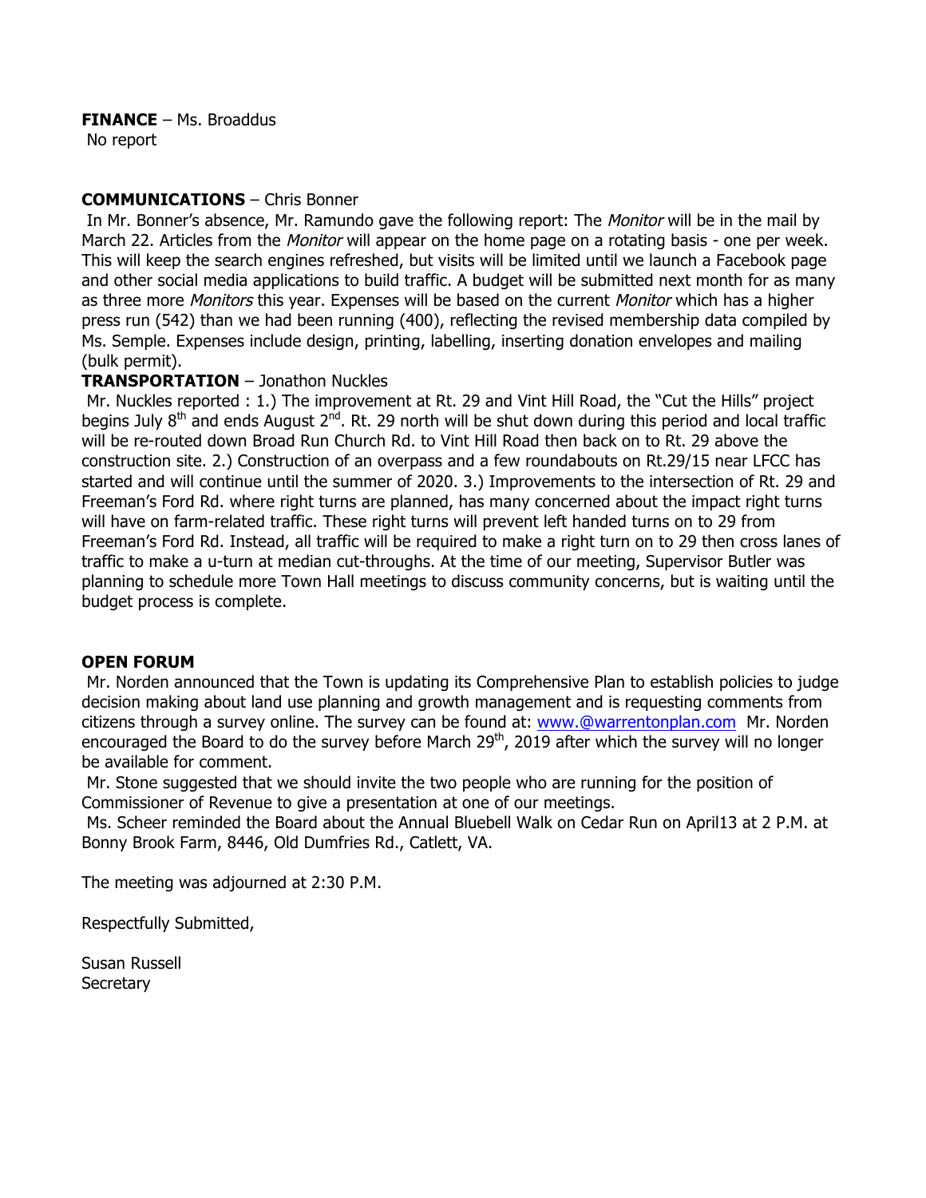**FINANCE** – Ms. Broaddus
No report

**COMMUNICATIONS** – Chris Bonner
In Mr. Bonner's absence, Mr. Ramundo gave the following report: The *Monitor* will be in the mail by March 22. Articles from the *Monitor* will appear on the home page on a rotating basis - one per week. This will keep the search engines refreshed, but visits will be limited until we launch a Facebook page and other social media applications to build traffic. A budget will be submitted next month for as many as three more *Monitors* this year. Expenses will be based on the current *Monitor* which has a higher press run (542) than we had been running (400), reflecting the revised membership data compiled by Ms. Semple. Expenses include design, printing, labelling, inserting donation envelopes and mailing (bulk permit).

**TRANSPORTATION** – Jonathon Nuckles
Mr. Nuckles reported : 1.) The improvement at Rt. 29 and Vint Hill Road, the "Cut the Hills" project begins July 8th and ends August 2nd. Rt. 29 north will be shut down during this period and local traffic will be re-routed down Broad Run Church Rd. to Vint Hill Road then back on to Rt. 29 above the construction site. 2.) Construction of an overpass and a few roundabouts on Rt.29/15 near LFCC has started and will continue until the summer of 2020. 3.) Improvements to the intersection of Rt. 29 and Freeman's Ford Rd. where right turns are planned, has many concerned about the impact right turns will have on farm-related traffic. These right turns will prevent left handed turns on to 29 from Freeman's Ford Rd. Instead, all traffic will be required to make a right turn on to 29 then cross lanes of traffic to make a u-turn at median cut-throughs. At the time of our meeting, Supervisor Butler was planning to schedule more Town Hall meetings to discuss community concerns, but is waiting until the budget process is complete.

**OPEN FORUM**
Mr. Norden announced that the Town is updating its Comprehensive Plan to establish policies to judge decision making about land use planning and growth management and is requesting comments from citizens through a survey online. The survey can be found at: www.@warrentonplan.com Mr. Norden encouraged the Board to do the survey before March 29th, 2019 after which the survey will no longer be available for comment.
Mr. Stone suggested that we should invite the two people who are running for the position of Commissioner of Revenue to give a presentation at one of our meetings.
Ms. Scheer reminded the Board about the Annual Bluebell Walk on Cedar Run on April13 at 2 P.M. at Bonny Brook Farm, 8446, Old Dumfries Rd., Catlett, VA.

The meeting was adjourned at 2:30 P.M.

Respectfully Submitted,

Susan Russell
Secretary